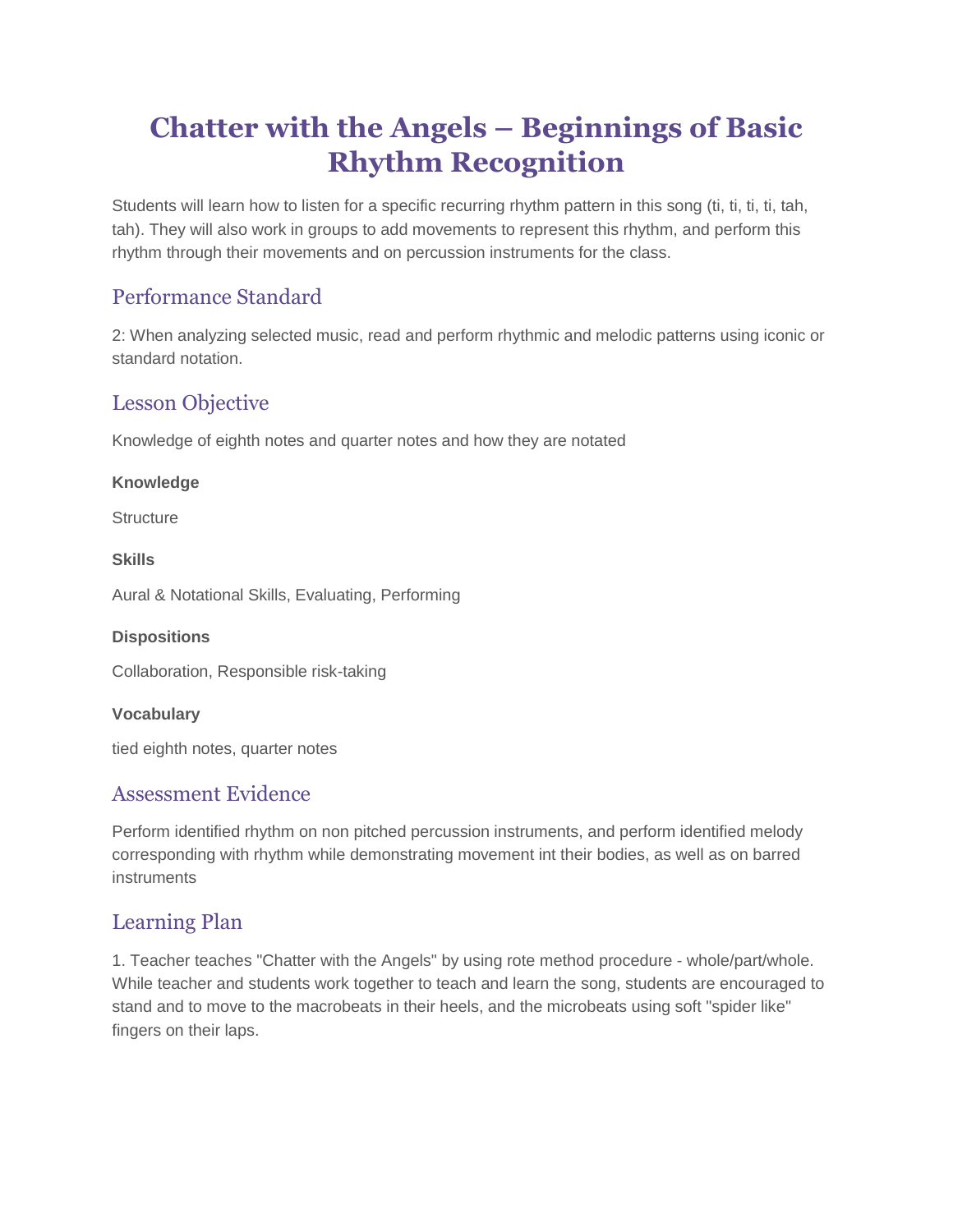# Chatter with the Angels – Beginnings of Basic Rhythm Recognition

Students will learn how to listen for a specific recurring rhythm pattern in this song (ti, ti, ti, ti, tah, tah). They will also work in groups to add movements to represent this rhythm, and perform this rhythm through their movements and on percussion instruments for the class.

## Performance Standard

2: When analyzing selected music, read and perform rhythmic and melodic patterns using iconic or standard notation.

## Lesson Objective

Knowledge of eighth notes and quarter notes and how they are notated

**Knowledge**

Structure

**Skills**

Aural & Notational Skills, Evaluating, Performing

**Dispositions**

Collaboration, Responsible risk-taking

**Vocabulary**

tied eighth notes, quarter notes

## Assessment Evidence

Perform identified rhythm on non pitched percussion instruments, and perform identified melody corresponding with rhythm while demonstrating movement int their bodies, as well as on barred instruments

## Learning Plan

1. Teacher teaches "Chatter with the Angels" by using rote method procedure - whole/part/whole. While teacher and students work together to teach and learn the song, students are encouraged to stand and to move to the macrobeats in their heels, and the microbeats using soft "spider like" fingers on their laps.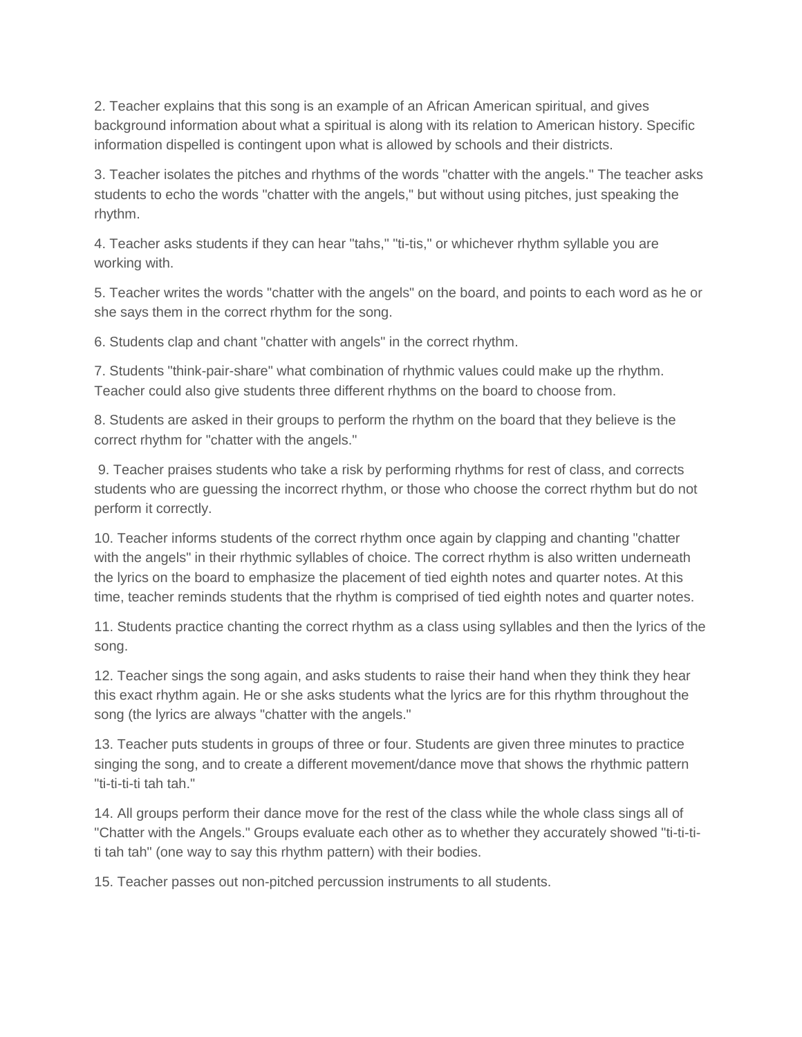2. Teacher explains that this song is an example of an African American spiritual, and gives background information about what a spiritual is along with its relation to American history. Specific information dispelled is contingent upon what is allowed by schools and their districts.

3. Teacher isolates the pitches and rhythms of the words "chatter with the angels." The teacher asks students to echo the words "chatter with the angels," but without using pitches, just speaking the rhythm.

4. Teacher asks students if they can hear "tahs," "ti-tis," or whichever rhythm syllable you are working with.

5. Teacher writes the words "chatter with the angels" on the board, and points to each word as he or she says them in the correct rhythm for the song.

6. Students clap and chant "chatter with angels" in the correct rhythm.

7. Students "think-pair-share" what combination of rhythmic values could make up the rhythm. Teacher could also give students three different rhythms on the board to choose from.

8. Students are asked in their groups to perform the rhythm on the board that they believe is the correct rhythm for "chatter with the angels."

9. Teacher praises students who take a risk by performing rhythms for rest of class, and corrects students who are guessing the incorrect rhythm, or those who choose the correct rhythm but do not perform it correctly.

10. Teacher informs students of the correct rhythm once again by clapping and chanting "chatter with the angels" in their rhythmic syllables of choice. The correct rhythm is also written underneath the lyrics on the board to emphasize the placement of tied eighth notes and quarter notes. At this time, teacher reminds students that the rhythm is comprised of tied eighth notes and quarter notes.

11. Students practice chanting the correct rhythm as a class using syllables and then the lyrics of the song.

12. Teacher sings the song again, and asks students to raise their hand when they think they hear this exact rhythm again. He or she asks students what the lyrics are for this rhythm throughout the song (the lyrics are always "chatter with the angels."

13. Teacher puts students in groups of three or four. Students are given three minutes to practice singing the song, and to create a different movement/dance move that shows the rhythmic pattern "ti-ti-ti-ti tah tah."

14. All groups perform their dance move for the rest of the class while the whole class sings all of "Chatter with the Angels." Groups evaluate each other as to whether they accurately showed "ti-ti-ti-ti tah tah" (one way to say this rhythm pattern) with their bodies.

15. Teacher passes out non-pitched percussion instruments to all students.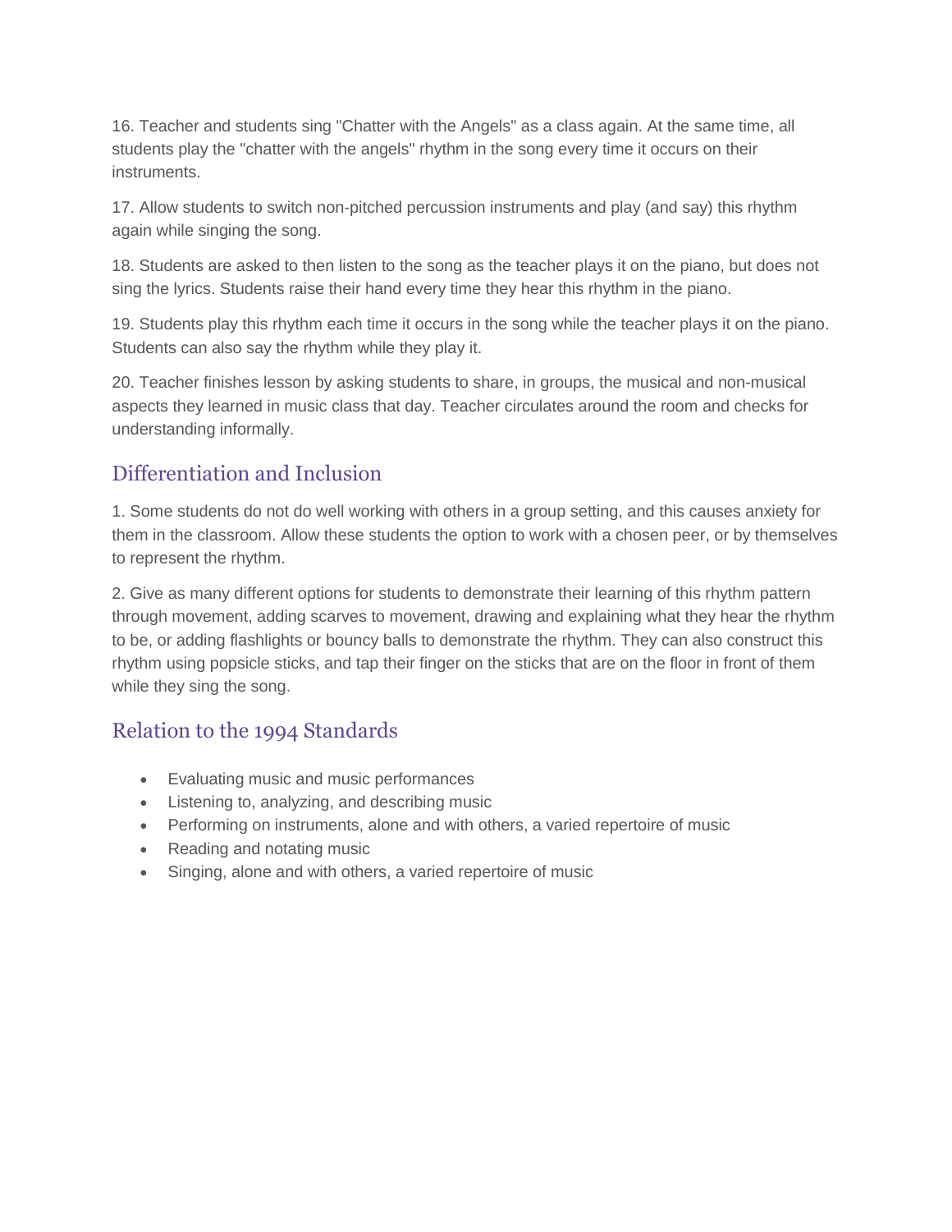16. Teacher and students sing "Chatter with the Angels" as a class again. At the same time, all students play the "chatter with the angels" rhythm in the song every time it occurs on their instruments.

17. Allow students to switch non-pitched percussion instruments and play (and say) this rhythm again while singing the song.

18. Students are asked to then listen to the song as the teacher plays it on the piano, but does not sing the lyrics. Students raise their hand every time they hear this rhythm in the piano.

19. Students play this rhythm each time it occurs in the song while the teacher plays it on the piano. Students can also say the rhythm while they play it.

20. Teacher finishes lesson by asking students to share, in groups, the musical and non-musical aspects they learned in music class that day. Teacher circulates around the room and checks for understanding informally.

## Differentiation and Inclusion

1. Some students do not do well working with others in a group setting, and this causes anxiety for them in the classroom. Allow these students the option to work with a chosen peer, or by themselves to represent the rhythm.

2. Give as many different options for students to demonstrate their learning of this rhythm pattern through movement, adding scarves to movement, drawing and explaining what they hear the rhythm to be, or adding flashlights or bouncy balls to demonstrate the rhythm. They can also construct this rhythm using popsicle sticks, and tap their finger on the sticks that are on the floor in front of them while they sing the song.

## Relation to the 1994 Standards

- Evaluating music and music performances
- Listening to, analyzing, and describing music
- Performing on instruments, alone and with others, a varied repertoire of music
- Reading and notating music
- Singing, alone and with others, a varied repertoire of music